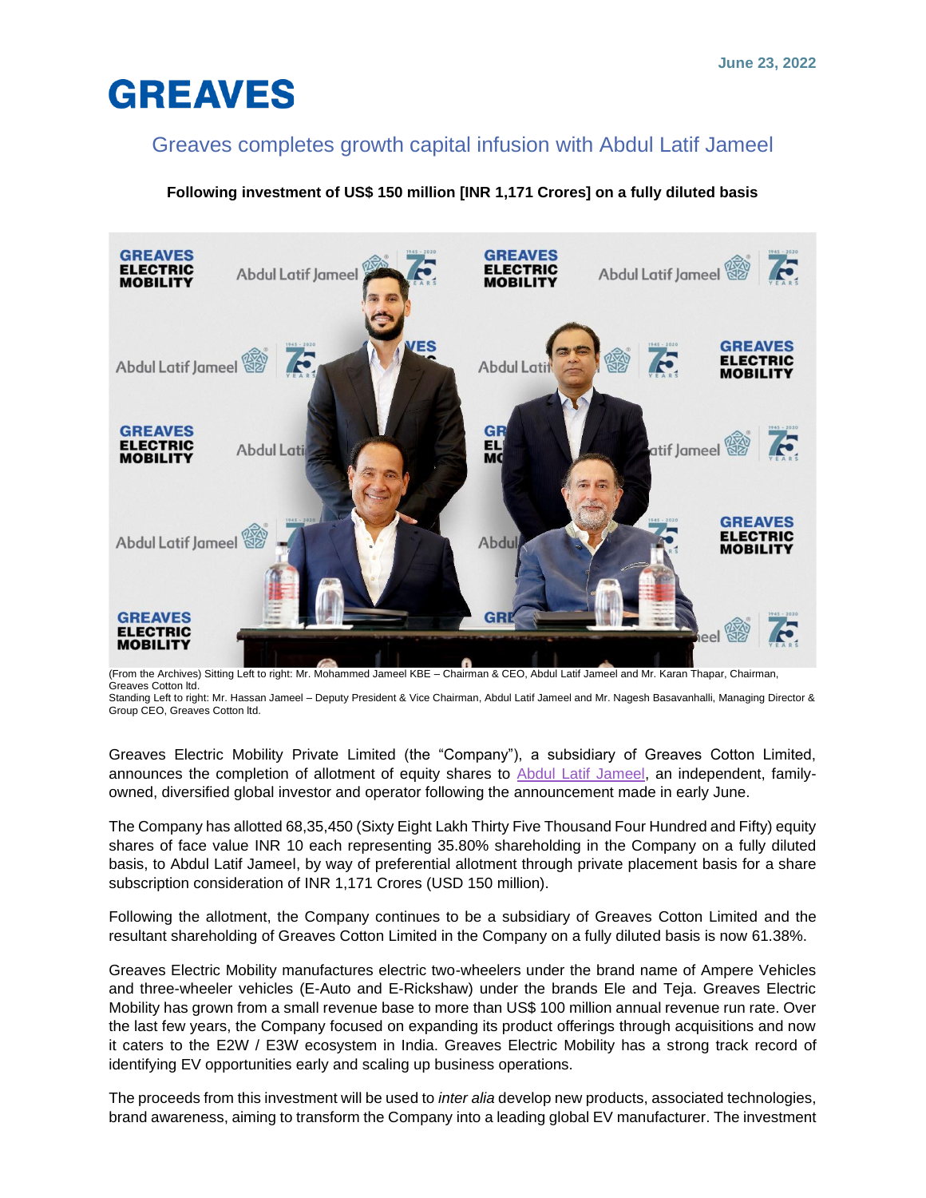June 23, 2022

# GREAVES

## Greaves completes growth capital infusion with Abdul Latif Jameel

**Following investment of US$ 150 million [INR 1,171 Crores] on a fully diluted basis**

(From the Archives) Sitting Left to right: Mr. Mohammed Jameel KBE – Chairman & CEO, Abdul Latif Jameel and Mr. Karan Thapar, Chairman, Greaves Cotton ltd.
Standing Left to right: Mr. Hassan Jameel – Deputy President & Vice Chairman, Abdul Latif Jameel and Mr. Nagesh Basavanhalli, Managing Director & Group CEO, Greaves Cotton ltd.

Greaves Electric Mobility Private Limited (the "Company"), a subsidiary of Greaves Cotton Limited, announces the completion of allotment of equity shares to Abdul Latif Jameel, an independent, family-owned, diversified global investor and operator following the announcement made in early June.

The Company has allotted 68,35,450 (Sixty Eight Lakh Thirty Five Thousand Four Hundred and Fifty) equity shares of face value INR 10 each representing 35.80% shareholding in the Company on a fully diluted basis, to Abdul Latif Jameel, by way of preferential allotment through private placement basis for a share subscription consideration of INR 1,171 Crores (USD 150 million).

Following the allotment, the Company continues to be a subsidiary of Greaves Cotton Limited and the resultant shareholding of Greaves Cotton Limited in the Company on a fully diluted basis is now 61.38%.

Greaves Electric Mobility manufactures electric two-wheelers under the brand name of Ampere Vehicles and three-wheeler vehicles (E-Auto and E-Rickshaw) under the brands Ele and Teja. Greaves Electric Mobility has grown from a small revenue base to more than US$ 100 million annual revenue run rate. Over the last few years, the Company focused on expanding its product offerings through acquisitions and now it caters to the E2W / E3W ecosystem in India. Greaves Electric Mobility has a strong track record of identifying EV opportunities early and scaling up business operations.

The proceeds from this investment will be used to *inter alia* develop new products, associated technologies, brand awareness, aiming to transform the Company into a leading global EV manufacturer. The investment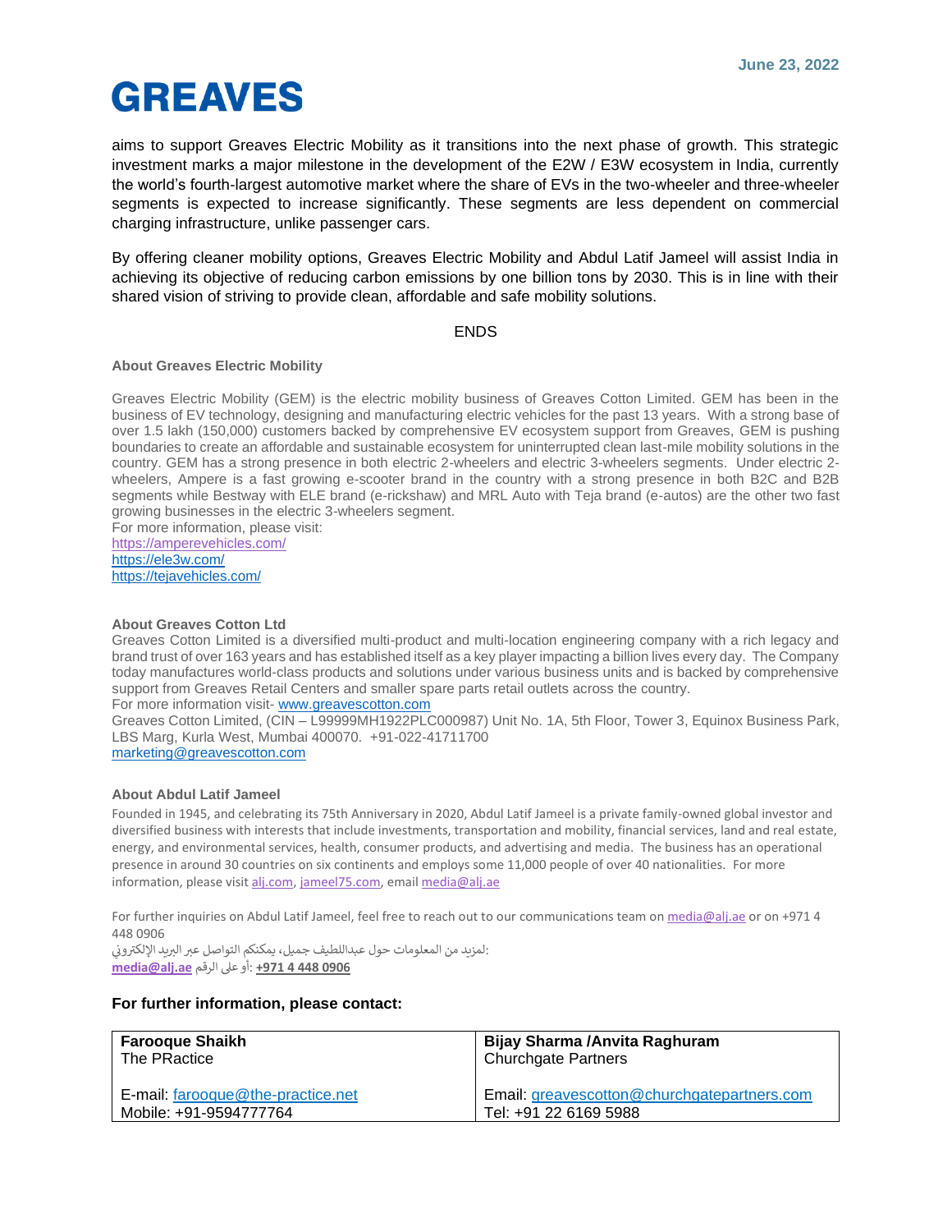aims to support Greaves Electric Mobility as it transitions into the next phase of growth. This strategic investment marks a major milestone in the development of the E2W / E3W ecosystem in India, currently the world's fourth-largest automotive market where the share of EVs in the two-wheeler and three-wheeler segments is expected to increase significantly. These segments are less dependent on commercial charging infrastructure, unlike passenger cars.

By offering cleaner mobility options, Greaves Electric Mobility and Abdul Latif Jameel will assist India in achieving its objective of reducing carbon emissions by one billion tons by 2030. This is in line with their shared vision of striving to provide clean, affordable and safe mobility solutions.

ENDS

**About Greaves Electric Mobility**

Greaves Electric Mobility (GEM) is the electric mobility business of Greaves Cotton Limited. GEM has been in the business of EV technology, designing and manufacturing electric vehicles for the past 13 years. With a strong base of over 1.5 lakh (150,000) customers backed by comprehensive EV ecosystem support from Greaves, GEM is pushing boundaries to create an affordable and sustainable ecosystem for uninterrupted clean last-mile mobility solutions in the country. GEM has a strong presence in both electric 2-wheelers and electric 3-wheelers segments. Under electric 2-wheelers, Ampere is a fast growing e-scooter brand in the country with a strong presence in both B2C and B2B segments while Bestway with ELE brand (e-rickshaw) and MRL Auto with Teja brand (e-autos) are the other two fast growing businesses in the electric 3-wheelers segment.
For more information, please visit:
https://amperevehicles.com/
https://ele3w.com/
https://tejavehicles.com/

**About Greaves Cotton Ltd**
Greaves Cotton Limited is a diversified multi-product and multi-location engineering company with a rich legacy and brand trust of over 163 years and has established itself as a key player impacting a billion lives every day. The Company today manufactures world-class products and solutions under various business units and is backed by comprehensive support from Greaves Retail Centers and smaller spare parts retail outlets across the country.
For more information visit- www.greavescotton.com
Greaves Cotton Limited, (CIN – L99999MH1922PLC000987) Unit No. 1A, 5th Floor, Tower 3, Equinox Business Park, LBS Marg, Kurla West, Mumbai 400070. +91-022-41711700
marketing@greavescotton.com

**About Abdul Latif Jameel**

Founded in 1945, and celebrating its 75th Anniversary in 2020, Abdul Latif Jameel is a private family-owned global investor and diversified business with interests that include investments, transportation and mobility, financial services, land and real estate, energy, and environmental services, health, consumer products, and advertising and media. The business has an operational presence in around 30 countries on six continents and employs some 11,000 people of over 40 nationalities. For more information, please visit alj.com, jameel75.com, email media@alj.ae

For further inquiries on Abdul Latif Jameel, feel free to reach out to our communications team on media@alj.ae or on +971 4 448 0906
لمزيد من المعلومات حول عبداللطيف جميل، يمكنكم التواصل عبر البريد الإلكتروني:
**media@alj.ae** أو على الرقم: **+971 4 448 0906**

**For further information, please contact:**

| **Farooque Shaikh**<br>The PRactice<br><br>E-mail: farooque@the-practice.net<br>Mobile: +91-9594777764 | **Bijay Sharma /Anvita Raghuram**<br>Churchgate Partners<br><br>Email: greavescotton@churchgatepartners.com<br>Tel: +91 22 6169 5988 |
|---|---|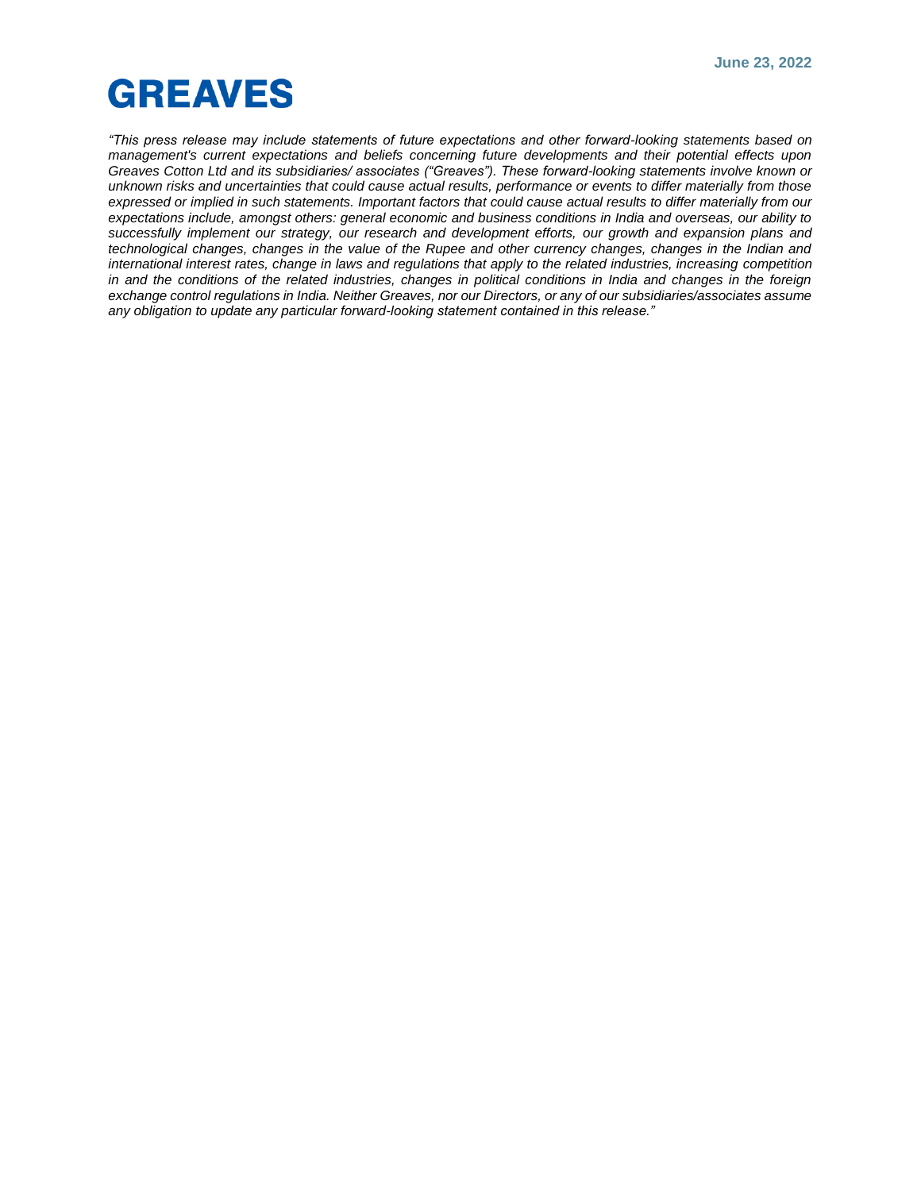June 23, 2022

# GREAVES

*"This press release may include statements of future expectations and other forward-looking statements based on management's current expectations and beliefs concerning future developments and their potential effects upon Greaves Cotton Ltd and its subsidiaries/ associates ("Greaves"). These forward-looking statements involve known or unknown risks and uncertainties that could cause actual results, performance or events to differ materially from those expressed or implied in such statements. Important factors that could cause actual results to differ materially from our expectations include, amongst others: general economic and business conditions in India and overseas, our ability to successfully implement our strategy, our research and development efforts, our growth and expansion plans and technological changes, changes in the value of the Rupee and other currency changes, changes in the Indian and international interest rates, change in laws and regulations that apply to the related industries, increasing competition in and the conditions of the related industries, changes in political conditions in India and changes in the foreign exchange control regulations in India. Neither Greaves, nor our Directors, or any of our subsidiaries/associates assume any obligation to update any particular forward-looking statement contained in this release."*